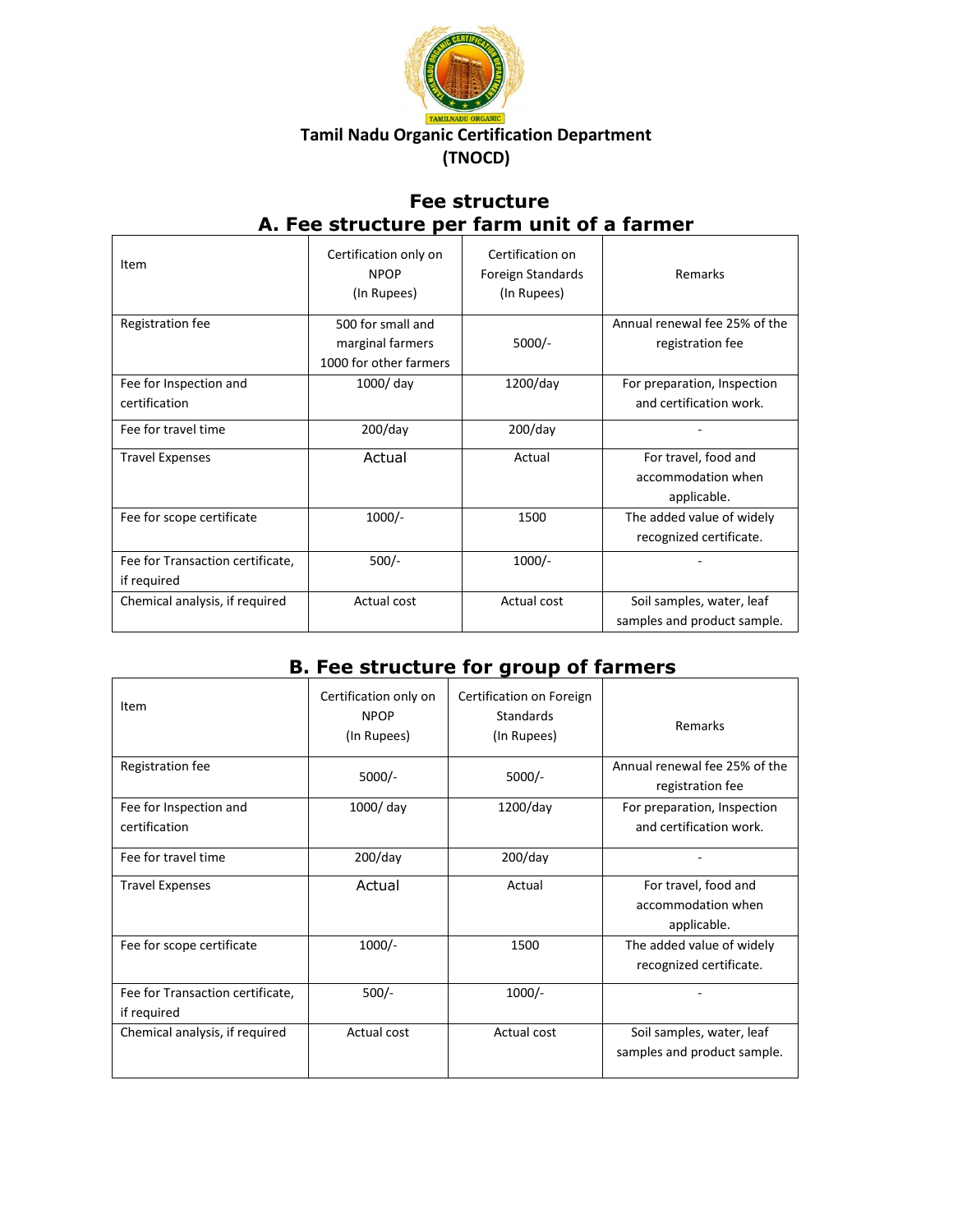# Tamil Nadu Organic Certification Department (TNOCD)

## Fee structure

### A. Fee structure per farm unit of a farmer

| Item | Certification only on NPOP (In Rupees) | Certification on Foreign Standards (In Rupees) | Remarks |
|---|---|---|---|
| Registration fee | 500 for small and marginal farmers 1000 for other farmers | 5000/- | Annual renewal fee 25% of the registration fee |
| Fee for Inspection and certification | 1000/ day | 1200/day | For preparation, Inspection and certification work. |
| Fee for travel time | 200/day | 200/day | - |
| Travel Expenses | Actual | Actual | For travel, food and accommodation when applicable. |
| Fee for scope certificate | 1000/- | 1500 | The added value of widely recognized certificate. |
| Fee for Transaction certificate, if required | 500/- | 1000/- | - |
| Chemical analysis, if required | Actual cost | Actual cost | Soil samples, water, leaf samples and product sample. |

### B. Fee structure for group of farmers

| Item | Certification only on NPOP (In Rupees) | Certification on Foreign Standards (In Rupees) | Remarks |
|---|---|---|---|
| Registration fee | 5000/- | 5000/- | Annual renewal fee 25% of the registration fee |
| Fee for Inspection and certification | 1000/ day | 1200/day | For preparation, Inspection and certification work. |
| Fee for travel time | 200/day | 200/day | - |
| Travel Expenses | Actual | Actual | For travel, food and accommodation when applicable. |
| Fee for scope certificate | 1000/- | 1500 | The added value of widely recognized certificate. |
| Fee for Transaction certificate, if required | 500/- | 1000/- | - |
| Chemical analysis, if required | Actual cost | Actual cost | Soil samples, water, leaf samples and product sample. |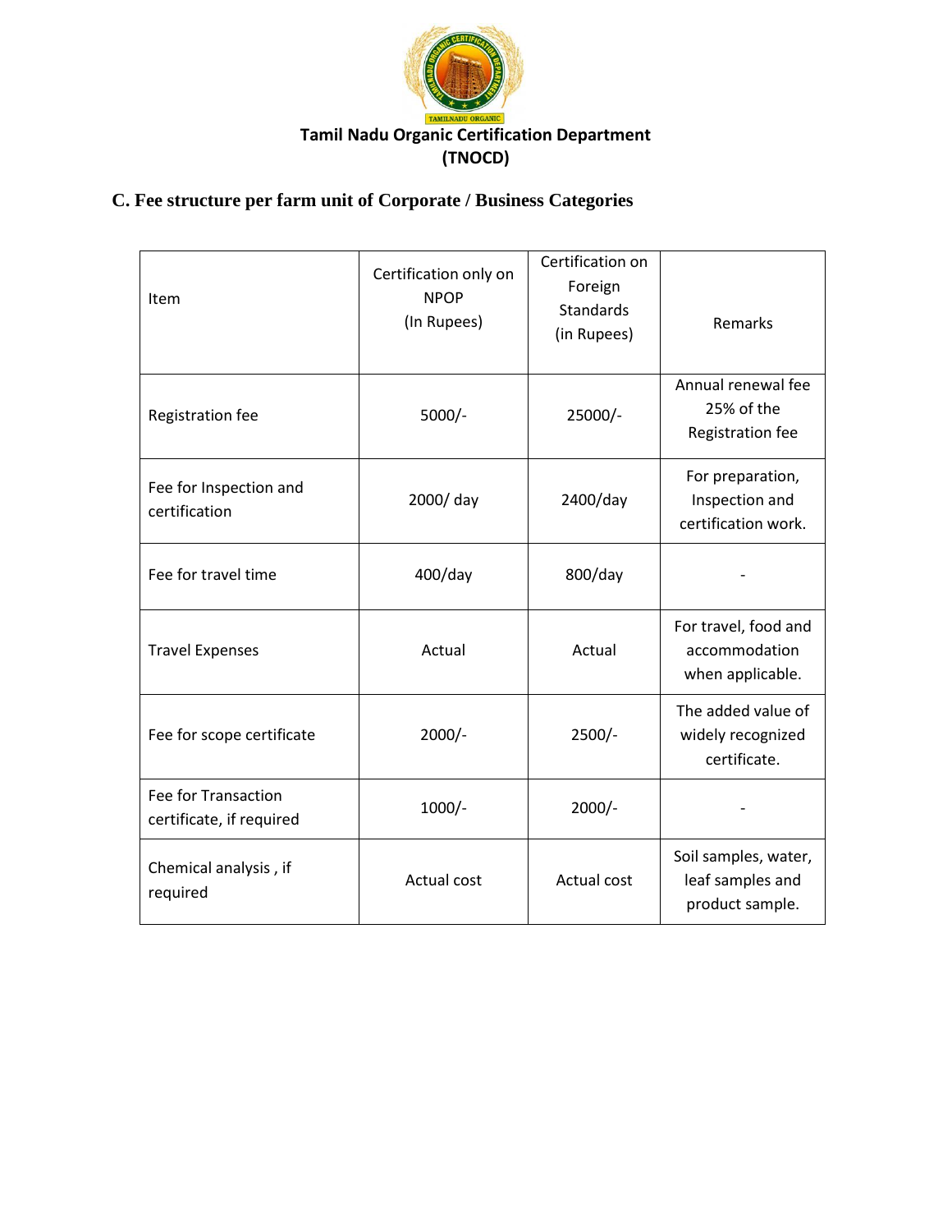**Tamil Nadu Organic Certification Department**
**(TNOCD)**

## C. Fee structure per farm unit of Corporate / Business Categories

| Item | Certification only on NPOP (In Rupees) | Certification on Foreign Standards (in Rupees) | Remarks |
|---|---|---|---|
| Registration fee | 5000/- | 25000/- | Annual renewal fee 25% of the Registration fee |
| Fee for Inspection and certification | 2000/ day | 2400/day | For preparation, Inspection and certification work. |
| Fee for travel time | 400/day | 800/day | - |
| Travel Expenses | Actual | Actual | For travel, food and accommodation when applicable. |
| Fee for scope certificate | 2000/- | 2500/- | The added value of widely recognized certificate. |
| Fee for Transaction certificate, if required | 1000/- | 2000/- | - |
| Chemical analysis , if required | Actual cost | Actual cost | Soil samples, water, leaf samples and product sample. |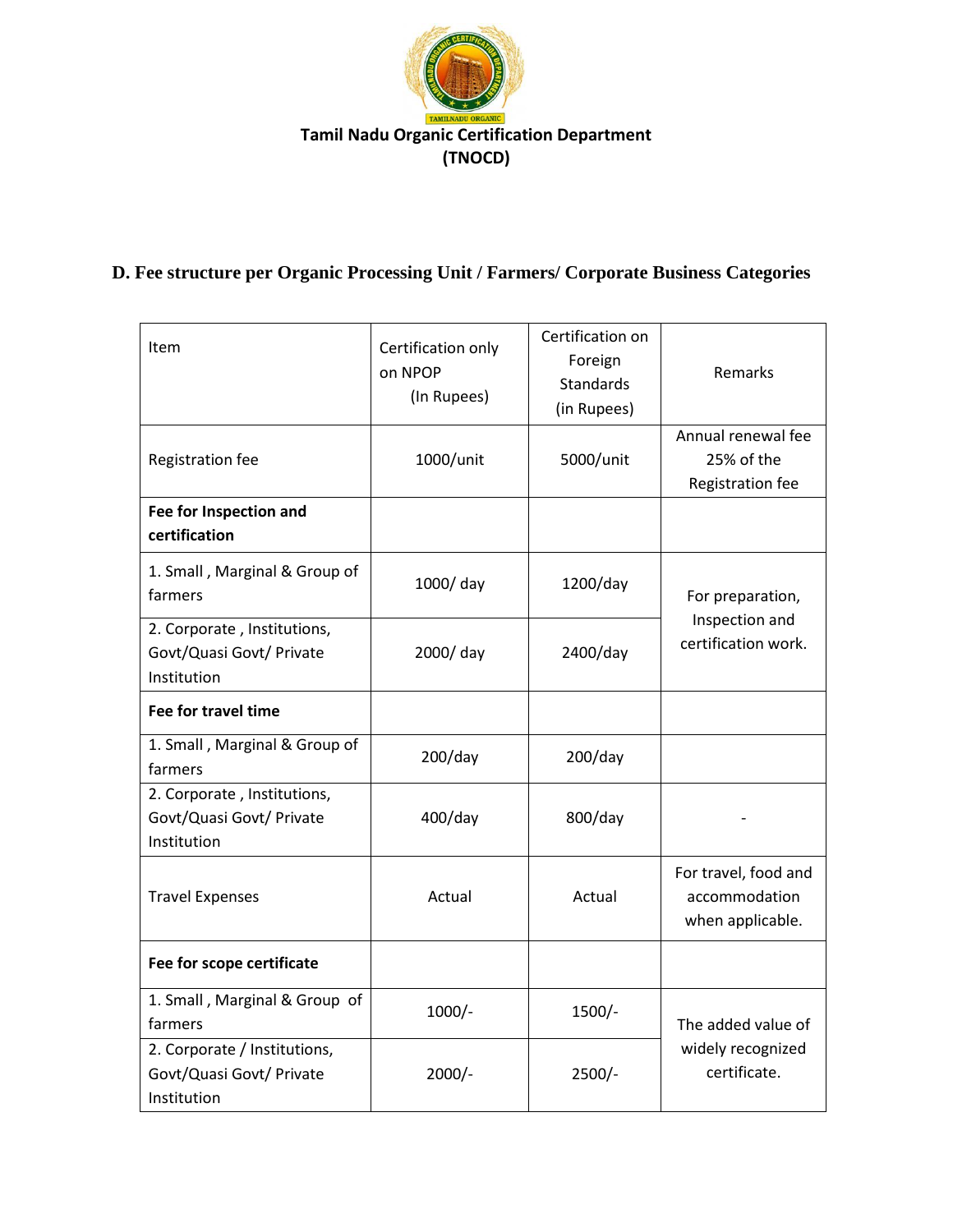**Tamil Nadu Organic Certification Department**
**(TNOCD)**

## D. Fee structure per Organic Processing Unit / Farmers/ Corporate Business Categories

| Item | Certification only on NPOP (In Rupees) | Certification on Foreign Standards (in Rupees) | Remarks |
|---|---|---|---|
| Registration fee | 1000/unit | 5000/unit | Annual renewal fee 25% of the Registration fee |
| **Fee for Inspection and certification** | | | |
| 1. Small , Marginal & Group of farmers | 1000/ day | 1200/day | For preparation, Inspection and certification work. |
| 2. Corporate , Institutions, Govt/Quasi Govt/ Private Institution | 2000/ day | 2400/day | |
| **Fee for travel time** | | | |
| 1. Small , Marginal & Group of farmers | 200/day | 200/day | |
| 2. Corporate , Institutions, Govt/Quasi Govt/ Private Institution | 400/day | 800/day | - |
| Travel Expenses | Actual | Actual | For travel, food and accommodation when applicable. |
| **Fee for scope certificate** | | | |
| 1. Small , Marginal & Group of farmers | 1000/- | 1500/- | The added value of widely recognized certificate. |
| 2. Corporate / Institutions, Govt/Quasi Govt/ Private Institution | 2000/- | 2500/- | |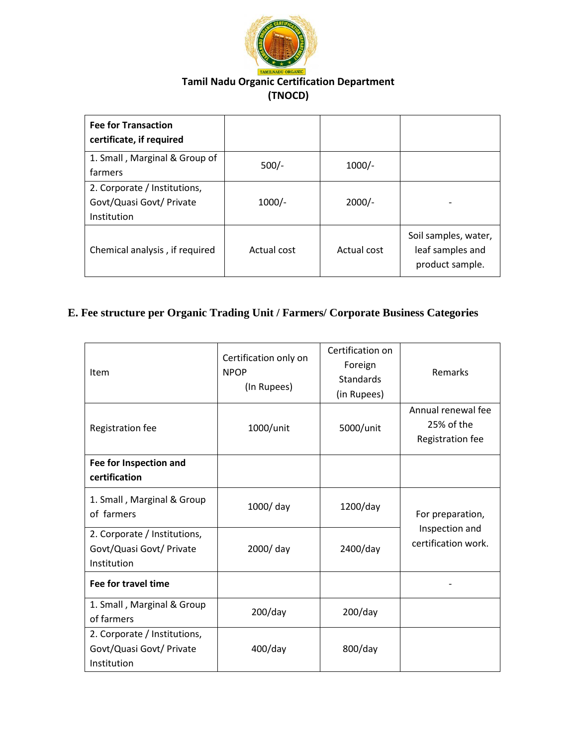**Tamil Nadu Organic Certification Department**
**(TNOCD)**

| **Fee for Transaction certificate, if required** | | | |
|---|---|---|---|
| 1. Small , Marginal & Group of farmers | 500/- | 1000/- | |
| 2. Corporate / Institutions, Govt/Quasi Govt/ Private Institution | 1000/- | 2000/- | - |
| Chemical analysis , if required | Actual cost | Actual cost | Soil samples, water, leaf samples and product sample. |

## E. Fee structure per Organic Trading Unit / Farmers/ Corporate Business Categories

| Item | Certification only on NPOP (In Rupees) | Certification on Foreign Standards (in Rupees) | Remarks |
|---|---|---|---|
| Registration fee | 1000/unit | 5000/unit | Annual renewal fee 25% of the Registration fee |
| **Fee for Inspection and certification** | | | |
| 1. Small , Marginal & Group of farmers | 1000/ day | 1200/day | For preparation, Inspection and certification work. |
| 2. Corporate / Institutions, Govt/Quasi Govt/ Private Institution | 2000/ day | 2400/day | |
| **Fee for travel time** | | | - |
| 1. Small , Marginal & Group of farmers | 200/day | 200/day | |
| 2. Corporate / Institutions, Govt/Quasi Govt/ Private Institution | 400/day | 800/day | |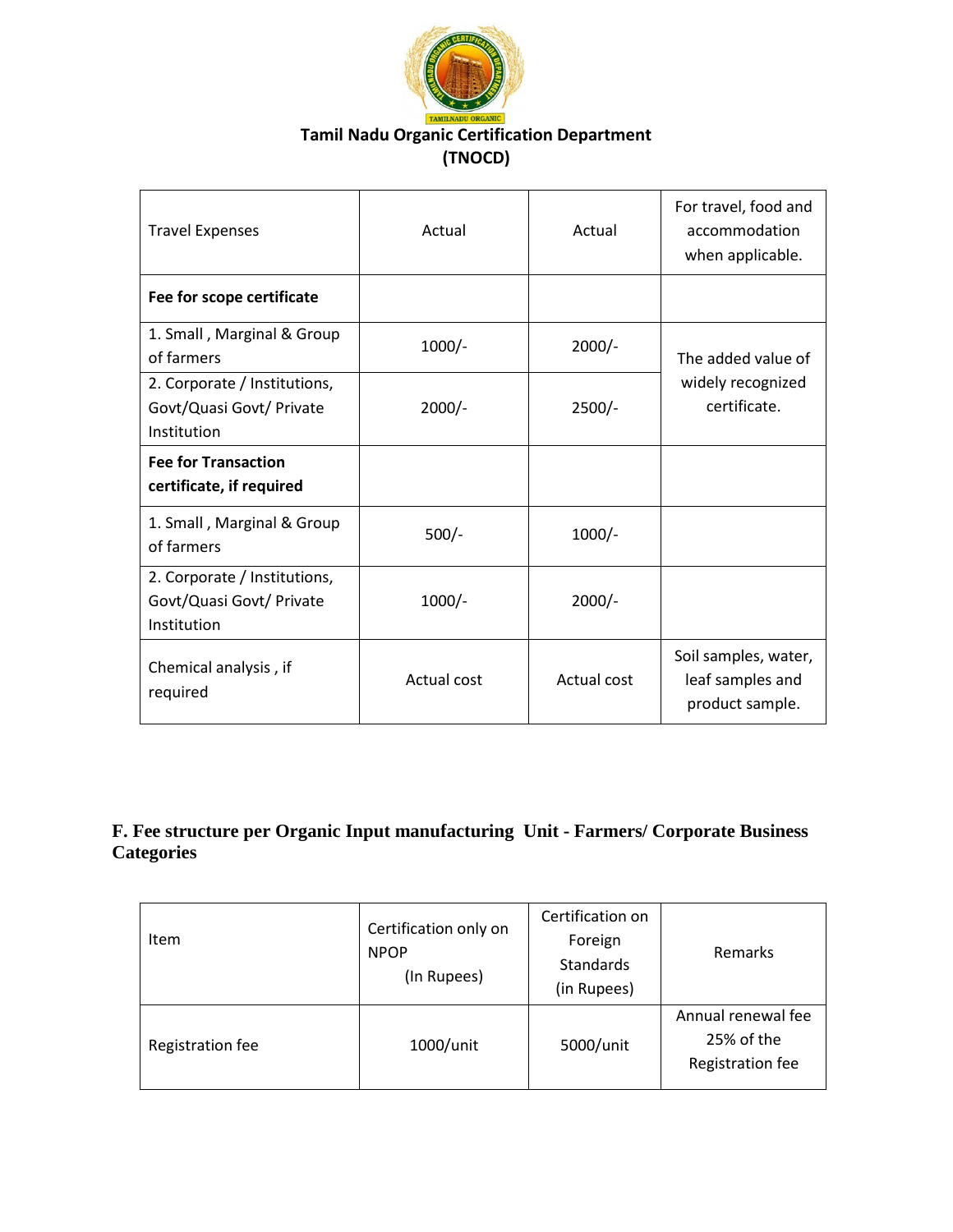**Tamil Nadu Organic Certification Department (TNOCD)**

| | | | |
|---|---|---|---|
| Travel Expenses | Actual | Actual | For travel, food and accommodation when applicable. |
| **Fee for scope certificate** | | | |
| 1. Small , Marginal & Group of farmers | 1000/- | 2000/- | The added value of widely recognized certificate. |
| 2. Corporate / Institutions, Govt/Quasi Govt/ Private Institution | 2000/- | 2500/- | |
| **Fee for Transaction certificate, if required** | | | |
| 1. Small , Marginal & Group of farmers | 500/- | 1000/- | |
| 2. Corporate / Institutions, Govt/Quasi Govt/ Private Institution | 1000/- | 2000/- | |
| Chemical analysis , if required | Actual cost | Actual cost | Soil samples, water, leaf samples and product sample. |

## F. Fee structure per Organic Input manufacturing Unit - Farmers/ Corporate Business Categories

| Item | Certification only on NPOP (In Rupees) | Certification on Foreign Standards (in Rupees) | Remarks |
|---|---|---|---|
| Registration fee | 1000/unit | 5000/unit | Annual renewal fee 25% of the Registration fee |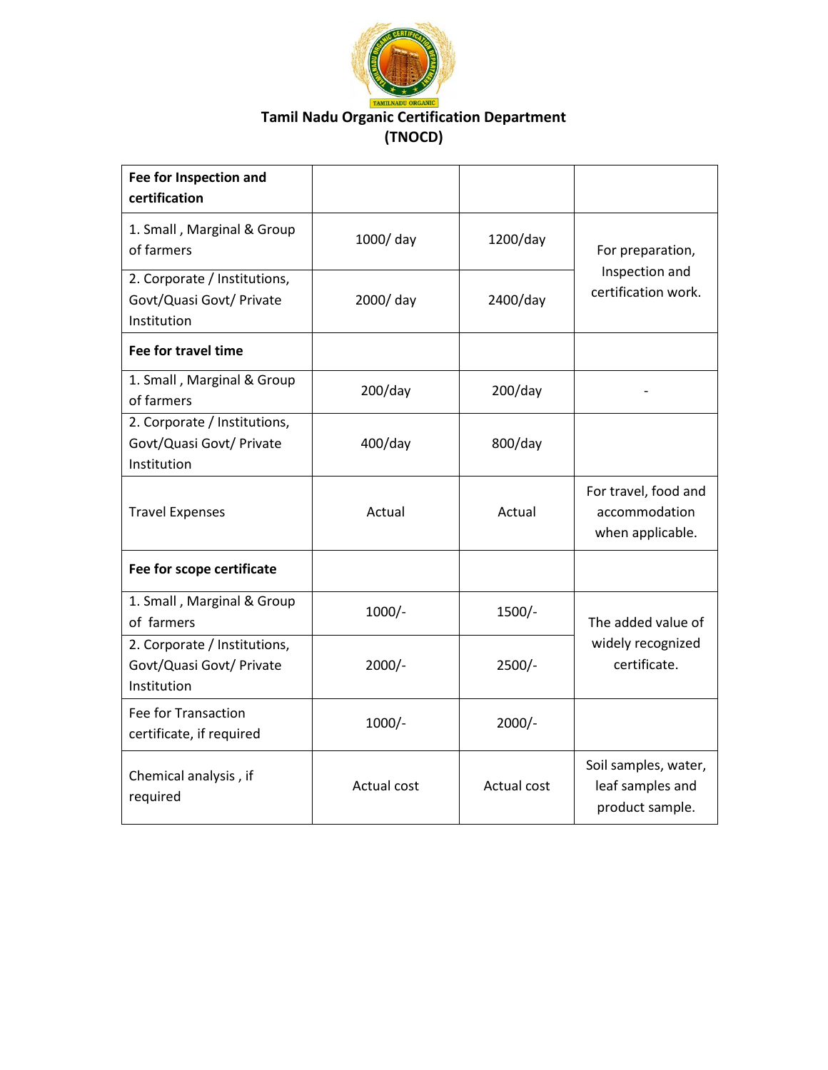**Tamil Nadu Organic Certification Department (TNOCD)**

| | | | |
|---|---|---|---|
| **Fee for Inspection and certification** | | | |
| 1. Small , Marginal & Group of farmers | 1000/ day | 1200/day | For preparation, Inspection and certification work. |
| 2. Corporate / Institutions, Govt/Quasi Govt/ Private Institution | 2000/ day | 2400/day | |
| **Fee for travel time** | | | |
| 1. Small , Marginal & Group of farmers | 200/day | 200/day | - |
| 2. Corporate / Institutions, Govt/Quasi Govt/ Private Institution | 400/day | 800/day | |
| Travel Expenses | Actual | Actual | For travel, food and accommodation when applicable. |
| **Fee for scope certificate** | | | |
| 1. Small , Marginal & Group of farmers | 1000/- | 1500/- | The added value of widely recognized certificate. |
| 2. Corporate / Institutions, Govt/Quasi Govt/ Private Institution | 2000/- | 2500/- | |
| Fee for Transaction certificate, if required | 1000/- | 2000/- | |
| Chemical analysis , if required | Actual cost | Actual cost | Soil samples, water, leaf samples and product sample. |